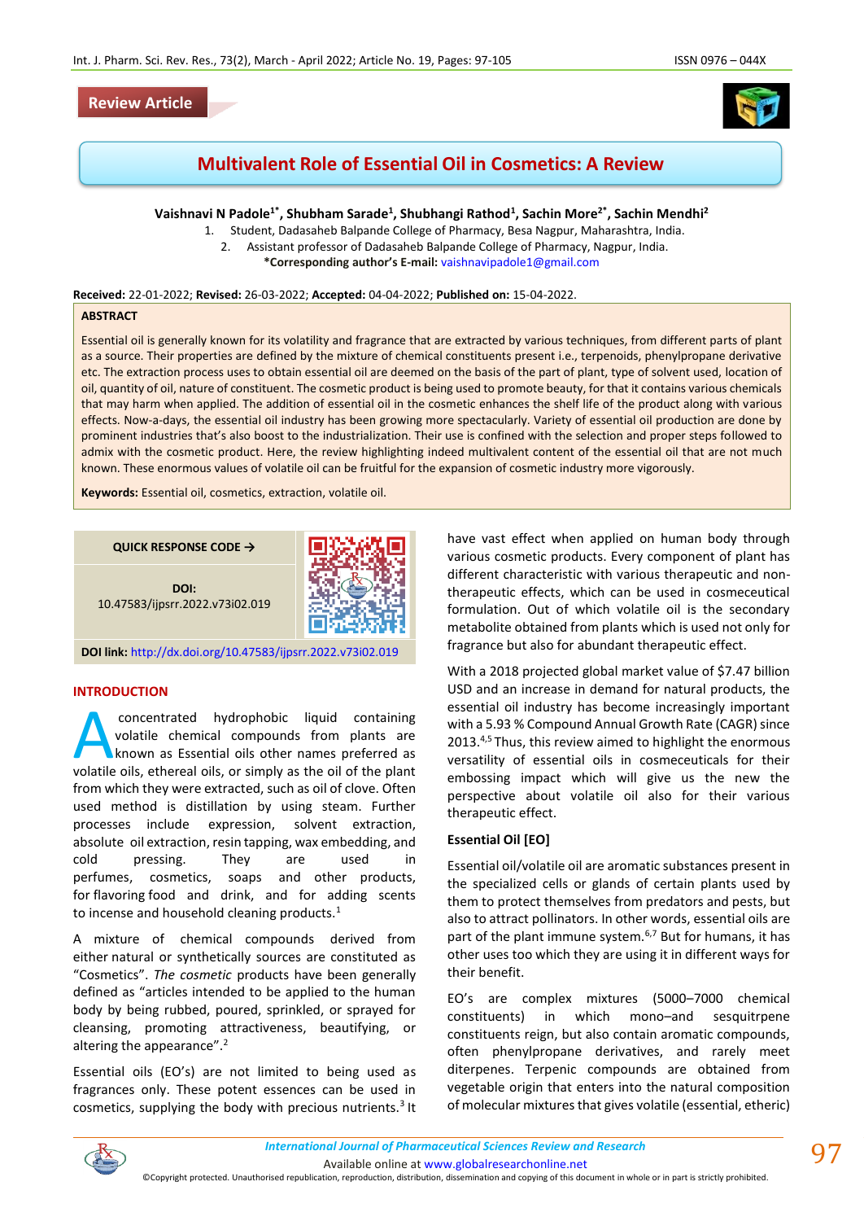Review Article

# Multivalent Role of Essential Oil in Cosmetics: A Review

**Vaishnavi N Padole[1*], Shubham Sarade[1], Shubhangi Rathod[1], Sachin More[2*], Sachin Mendhi[2]**

1. Student, Dadasaheb Balpande College of Pharmacy, Besa Nagpur, Maharashtra, India.
2. Assistant professor of Dadasaheb Balpande College of Pharmacy, Nagpur, India.

**\*Corresponding author's E-mail:** vaishnavipadole1@gmail.com

**Received:** 22-01-2022; **Revised:** 26-03-2022; **Accepted:** 04-04-2022; **Published on:** 15-04-2022.

**ABSTRACT**

Essential oil is generally known for its volatility and fragrance that are extracted by various techniques, from different parts of plant as a source. Their properties are defined by the mixture of chemical constituents present i.e., terpenoids, phenylpropane derivative etc. The extraction process uses to obtain essential oil are deemed on the basis of the part of plant, type of solvent used, location of oil, quantity of oil, nature of constituent. The cosmetic product is being used to promote beauty, for that it contains various chemicals that may harm when applied. The addition of essential oil in the cosmetic enhances the shelf life of the product along with various effects. Now-a-days, the essential oil industry has been growing more spectacularly. Variety of essential oil production are done by prominent industries that's also boost to the industrialization. Their use is confined with the selection and proper steps followed to admix with the cosmetic product. Here, the review highlighting indeed multivalent content of the essential oil that are not much known. These enormous values of volatile oil can be fruitful for the expansion of cosmetic industry more vigorously.

**Keywords:** Essential oil, cosmetics, extraction, volatile oil.

**QUICK RESPONSE CODE →**

**DOI:** 10.47583/ijpsrr.2022.v73i02.019

**DOI link:** http://dx.doi.org/10.47583/ijpsrr.2022.v73i02.019

## INTRODUCTION

A concentrated hydrophobic liquid containing volatile chemical compounds from plants are known as Essential oils other names preferred as volatile oils, ethereal oils, or simply as the oil of the plant from which they were extracted, such as oil of clove. Often used method is distillation by using steam. Further processes include expression, solvent extraction, absolute oil extraction, resin tapping, wax embedding, and cold pressing. They are used in perfumes, cosmetics, soaps and other products, for flavoring food and drink, and for adding scents to incense and household cleaning products.[1]

A mixture of chemical compounds derived from either natural or synthetically sources are constituted as "Cosmetics". *The cosmetic* products have been generally defined as "articles intended to be applied to the human body by being rubbed, poured, sprinkled, or sprayed for cleansing, promoting attractiveness, beautifying, or altering the appearance".[2]

Essential oils (EO's) are not limited to being used as fragrances only. These potent essences can be used in cosmetics, supplying the body with precious nutrients.[3] It have vast effect when applied on human body through various cosmetic products. Every component of plant has different characteristic with various therapeutic and non-therapeutic effects, which can be used in cosmeceutical formulation. Out of which volatile oil is the secondary metabolite obtained from plants which is used not only for fragrance but also for abundant therapeutic effect.

With a 2018 projected global market value of $7.47 billion USD and an increase in demand for natural products, the essential oil industry has become increasingly important with a 5.93 % Compound Annual Growth Rate (CAGR) since 2013.[4,5] Thus, this review aimed to highlight the enormous versatility of essential oils in cosmeceuticals for their embossing impact which will give us the new the perspective about volatile oil also for their various therapeutic effect.

### Essential Oil [EO]

Essential oil/volatile oil are aromatic substances present in the specialized cells or glands of certain plants used by them to protect themselves from predators and pests, but also to attract pollinators. In other words, essential oils are part of the plant immune system.[6,7] But for humans, it has other uses too which they are using it in different ways for their benefit.

EO's are complex mixtures (5000–7000 chemical constituents) in which mono–and sesquitrpene constituents reign, but also contain aromatic compounds, often phenylpropane derivatives, and rarely meet diterpenes. Terpenic compounds are obtained from vegetable origin that enters into the natural composition of molecular mixtures that gives volatile (essential, etheric)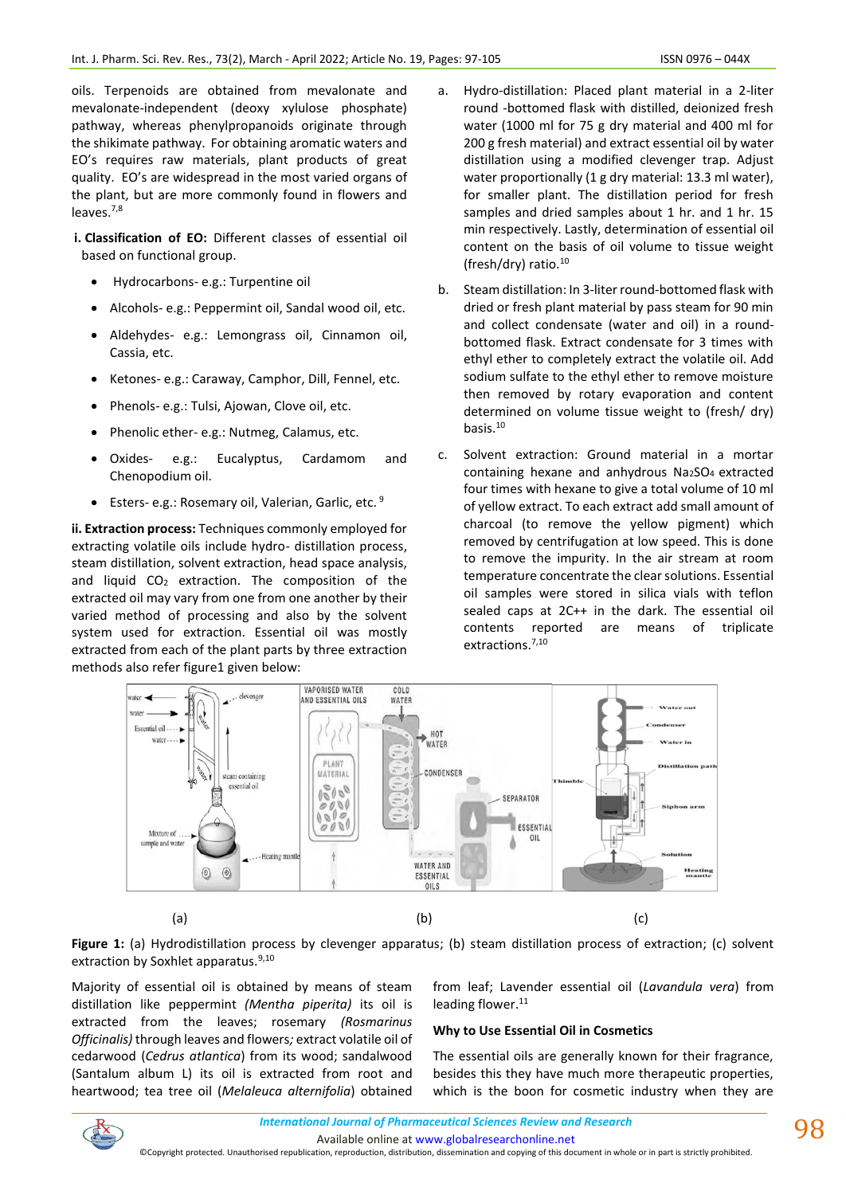oils. Terpenoids are obtained from mevalonate and mevalonate-independent (deoxy xylulose phosphate) pathway, whereas phenylpropanoids originate through the shikimate pathway. For obtaining aromatic waters and EO's requires raw materials, plant products of great quality. EO's are widespread in the most varied organs of the plant, but are more commonly found in flowers and leaves.[7,8]

**i. Classification of EO:** Different classes of essential oil based on functional group.

- Hydrocarbons- e.g.: Turpentine oil
- Alcohols- e.g.: Peppermint oil, Sandal wood oil, etc.
- Aldehydes- e.g.: Lemongrass oil, Cinnamon oil, Cassia, etc.
- Ketones- e.g.: Caraway, Camphor, Dill, Fennel, etc.
- Phenols- e.g.: Tulsi, Ajowan, Clove oil, etc.
- Phenolic ether- e.g.: Nutmeg, Calamus, etc.
- Oxides- e.g.: Eucalyptus, Cardamom and Chenopodium oil.
- Esters- e.g.: Rosemary oil, Valerian, Garlic, etc.[9]

**ii. Extraction process:** Techniques commonly employed for extracting volatile oils include hydro- distillation process, steam distillation, solvent extraction, head space analysis, and liquid $CO_2$ extraction. The composition of the extracted oil may vary from one from one another by their varied method of processing and also by the solvent system used for extraction. Essential oil was mostly extracted from each of the plant parts by three extraction methods also refer figure1 given below:

a. Hydro-distillation: Placed plant material in a 2-liter round -bottomed flask with distilled, deionized fresh water (1000 ml for 75 g dry material and 400 ml for 200 g fresh material) and extract essential oil by water distillation using a modified clevenger trap. Adjust water proportionally (1 g dry material: 13.3 ml water), for smaller plant. The distillation period for fresh samples and dried samples about 1 hr. and 1 hr. 15 min respectively. Lastly, determination of essential oil content on the basis of oil volume to tissue weight (fresh/dry) ratio.[10]

b. Steam distillation: In 3-liter round-bottomed flask with dried or fresh plant material by pass steam for 90 min and collect condensate (water and oil) in a round-bottomed flask. Extract condensate for 3 times with ethyl ether to completely extract the volatile oil. Add sodium sulfate to the ethyl ether to remove moisture then removed by rotary evaporation and content determined on volume tissue weight to (fresh/ dry) basis.[10]

c. Solvent extraction: Ground material in a mortar containing hexane and anhydrous $Na_2SO_4$ extracted four times with hexane to give a total volume of 10 ml of yellow extract. To each extract add small amount of charcoal (to remove the yellow pigment) which removed by centrifugation at low speed. This is done to remove the impurity. In the air stream at room temperature concentrate the clear solutions. Essential oil samples were stored in silica vials with teflon sealed caps at 2C++ in the dark. The essential oil contents reported are means of triplicate extractions.[7,10]

**Figure 1:** (a) Hydrodistillation process by clevenger apparatus; (b) steam distillation process of extraction; (c) solvent extraction by Soxhlet apparatus.[9,10]

Majority of essential oil is obtained by means of steam distillation like peppermint *(Mentha piperita)* its oil is extracted from the leaves; rosemary *(Rosmarinus Officinalis)* through leaves and flowers*;* extract volatile oil of cedarwood (*Cedrus atlantica*) from its wood; sandalwood (Santalum album L) its oil is extracted from root and heartwood; tea tree oil (*Melaleuca alternifolia*) obtained from leaf; Lavender essential oil (*Lavandula vera*) from leading flower.[11]

### Why to Use Essential Oil in Cosmetics

The essential oils are generally known for their fragrance, besides this they have much more therapeutic properties, which is the boon for cosmetic industry when they are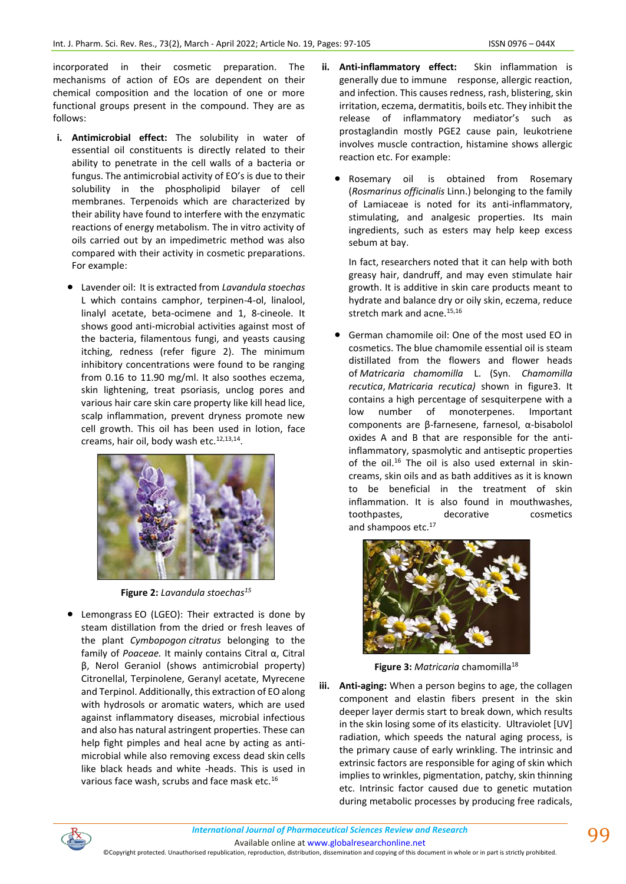incorporated in their cosmetic preparation. The mechanisms of action of EOs are dependent on their chemical composition and the location of one or more functional groups present in the compound. They are as follows:

i. **Antimicrobial effect:** The solubility in water of essential oil constituents is directly related to their ability to penetrate in the cell walls of a bacteria or fungus. The antimicrobial activity of EO's is due to their solubility in the phospholipid bilayer of cell membranes. Terpenoids which are characterized by their ability have found to interfere with the enzymatic reactions of energy metabolism. The in vitro activity of oils carried out by an impedimetric method was also compared with their activity in cosmetic preparations. For example:

- Lavender oil: It is extracted from *Lavandula stoechas* L which contains camphor, terpinen-4-ol, linalool, linalyl acetate, beta-ocimene and 1, 8-cineole. It shows good anti-microbial activities against most of the bacteria, filamentous fungi, and yeasts causing itching, redness (refer figure 2). The minimum inhibitory concentrations were found to be ranging from 0.16 to 11.90 mg/ml. It also soothes eczema, skin lightening, treat psoriasis, unclog pores and various hair care skin care property like kill head lice, scalp inflammation, prevent dryness promote new cell growth. This oil has been used in lotion, face creams, hair oil, body wash etc.[12,13,14].

**Figure 2:** *Lavandula stoechas*[15]

- Lemongrass EO (LGEO): Their extracted is done by steam distillation from the dried or fresh leaves of the plant *Cymbopogon citratus* belonging to the family of *Poaceae.* It mainly contains Citral α, Citral β, Nerol Geraniol (shows antimicrobial property) Citronellal, Terpinolene, Geranyl acetate, Myrecene and Terpinol. Additionally, this extraction of EO along with hydrosols or aromatic waters, which are used against inflammatory diseases, microbial infectious and also has natural astringent properties. These can help fight pimples and heal acne by acting as anti-microbial while also removing excess dead skin cells like black heads and white -heads. This is used in various face wash, scrubs and face mask etc.[16]

ii. **Anti-inflammatory effect:** Skin inflammation is generally due to immune response, allergic reaction, and infection. This causes redness, rash, blistering, skin irritation, eczema, dermatitis, boils etc. They inhibit the release of inflammatory mediator's such as prostaglandin mostly PGE2 cause pain, leukotriene involves muscle contraction, histamine shows allergic reaction etc. For example:

- Rosemary oil is obtained from Rosemary (*Rosmarinus officinalis* Linn.) belonging to the family of Lamiaceae is noted for its anti-inflammatory, stimulating, and analgesic properties. Its main ingredients, such as esters may help keep excess sebum at bay.

  In fact, researchers noted that it can help with both greasy hair, dandruff, and may even stimulate hair growth. It is additive in skin care products meant to hydrate and balance dry or oily skin, eczema, reduce stretch mark and acne.[15,16]

- German chamomile oil: One of the most used EO in cosmetics. The blue chamomile essential oil is steam distillated from the flowers and flower heads of *Matricaria chamomilla* L. (Syn. *Chamomilla recutica*, *Matricaria recutica)* shown in figure3. It contains a high percentage of sesquiterpene with a low number of monoterpenes. Important components are β-farnesene, farnesol, α-bisabolol oxides A and B that are responsible for the anti-inflammatory, spasmolytic and antiseptic properties of the oil.[16] The oil is also used external in skin-creams, skin oils and as bath additives as it is known to be beneficial in the treatment of skin inflammation. It is also found in mouthwashes, toothpastes, decorative cosmetics and shampoos etc.[17]

**Figure 3:** *Matricaria* chamomilla[18]

iii. **Anti-aging:** When a person begins to age, the collagen component and elastin fibers present in the skin deeper layer dermis start to break down, which results in the skin losing some of its elasticity. Ultraviolet [UV] radiation, which speeds the natural aging process, is the primary cause of early wrinkling. The intrinsic and extrinsic factors are responsible for aging of skin which implies to wrinkles, pigmentation, patchy, skin thinning etc. Intrinsic factor caused due to genetic mutation during metabolic processes by producing free radicals,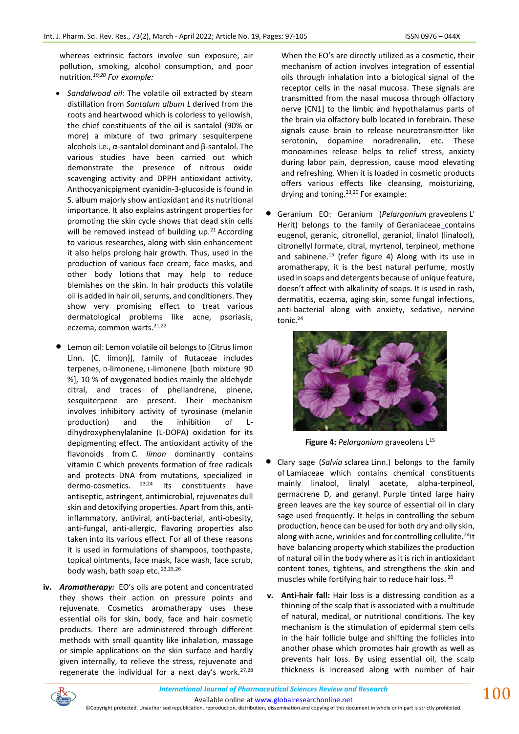whereas extrinsic factors involve sun exposure, air pollution, smoking, alcohol consumption, and poor nutrition.[19,20] *For example:*

- *Sandalwood oil:* The volatile oil extracted by steam distillation from *Santalum album L* derived from the roots and heartwood which is colorless to yellowish, the chief constituents of the oil is santalol (90% or more) a mixture of two primary sesquiterpene alcohols i.e., α-santalol dominant and β-santalol. The various studies have been carried out which demonstrate the presence of nitrous oxide scavenging activity and DPPH antioxidant activity. Anthocyanicpigment cyanidin-3-glucoside is found in S. album majorly show antioxidant and its nutritional importance. It also explains astringent properties for promoting the skin cycle shows that dead skin cells will be removed instead of building up.[21] According to various researches, along with skin enhancement it also helps prolong hair growth. Thus, used in the production of various face cream, face masks, and other body lotions that may help to reduce blemishes on the skin. In hair products this volatile oil is added in hair oil, serums, and conditioners. They show very promising effect to treat various dermatological problems like acne, psoriasis, eczema, common warts.[21,22]

- Lemon oil: Lemon volatile oil belongs to [Citrus limon Linn. (C. limon)], family of Rutaceae includes terpenes, D-limonene, L-limonene [both mixture 90 %], 10 % of oxygenated bodies mainly the aldehyde citral, and traces of phellandrene, pinene, sesquiterpene are present. Their mechanism involves inhibitory activity of tyrosinase (melanin production) and the inhibition of L-dihydroxyphenylalanine (L-DOPA) oxidation for its depigmenting effect. The antioxidant activity of the flavonoids from *C. limon* dominantly contains vitamin C which prevents formation of free radicals and protects DNA from mutations, specialized in dermo-cosmetics.[23,24] Its constituents have antiseptic, astringent, antimicrobial, rejuvenates dull skin and detoxifying properties. Apart from this, anti-inflammatory, antiviral, anti-bacterial, anti-obesity, anti-fungal, anti-allergic, flavoring properties also taken into its various effect. For all of these reasons it is used in formulations of shampoos, toothpaste, topical ointments, face mask, face wash, face scrub, body wash, bath soap etc.[23,25,26]

**iv.** ***Aromatherapy:*** EO's oils are potent and concentrated they shows their action on pressure points and rejuvenate. Cosmetics aromatherapy uses these essential oils for skin, body, face and hair cosmetic products. There are administered through different methods with small quantity like inhalation, massage or simple applications on the skin surface and hardly given internally, to relieve the stress, restrain and regenerate the individual for a next day's work.[27,28] When the EO's are directly utilized as a cosmetic, their mechanism of action involves integration of essential oils through inhalation into a biological signal of the receptor cells in the nasal mucosa. These signals are transmitted from the nasal mucosa through olfactory nerve [CN1] to the limbic and hypothalamus parts of the brain via olfactory bulb located in forebrain. These signals cause brain to release neurotransmitter like serotonin, dopamine noradrenalin, etc. These monoamines release helps to relief stress, anxiety during labor pain, depression, cause mood elevating and refreshing. When it is loaded in cosmetic products offers various effects like cleansing, moisturizing, drying and toning.[23,29] For example:

- Geranium EO: Geranium (*Pelargonium* graveolens L' Herit) belongs to the family of Geraniaceae_contains eugenol, geranic, citronellol, geraniol, linalol (linalool), citronellyl formate, citral, myrtenol, terpineol, methone and sabinene.[15] (refer figure 4) Along with its use in aromatherapy, it is the best natural perfume, mostly used in soaps and detergents because of unique feature, doesn't affect with alkalinity of soaps. It is used in rash, dermatitis, eczema, aging skin, some fungal infections, anti-bacterial along with anxiety, sedative, nervine tonic.[24]

**Figure 4:** *Pelargonium* graveolens L[15]

- Clary sage (*Salvia* sclarea Linn.) belongs to the family of Lamiaceae which contains chemical constituents mainly linalool, linalyl acetate, alpha-terpineol, germacrene D, and geranyl. Purple tinted large hairy green leaves are the key source of essential oil in clary sage used frequently. It helps in controlling the sebum production, hence can be used for both dry and oily skin, along with acne, wrinkles and for controlling cellulite.[24] It have balancing property which stabilizes the production of natural oil in the body where as it is rich in antioxidant content tones, tightens, and strengthens the skin and muscles while fortifying hair to reduce hair loss.[30]

**v.** **Anti-hair fall:** Hair loss is a distressing condition as a thinning of the scalp that is associated with a multitude of natural, medical, or nutritional conditions. The key mechanism is the stimulation of epidermal stem cells in the hair follicle bulge and shifting the follicles into another phase which promotes hair growth as well as prevents hair loss. By using essential oil, the scalp thickness is increased along with number of hair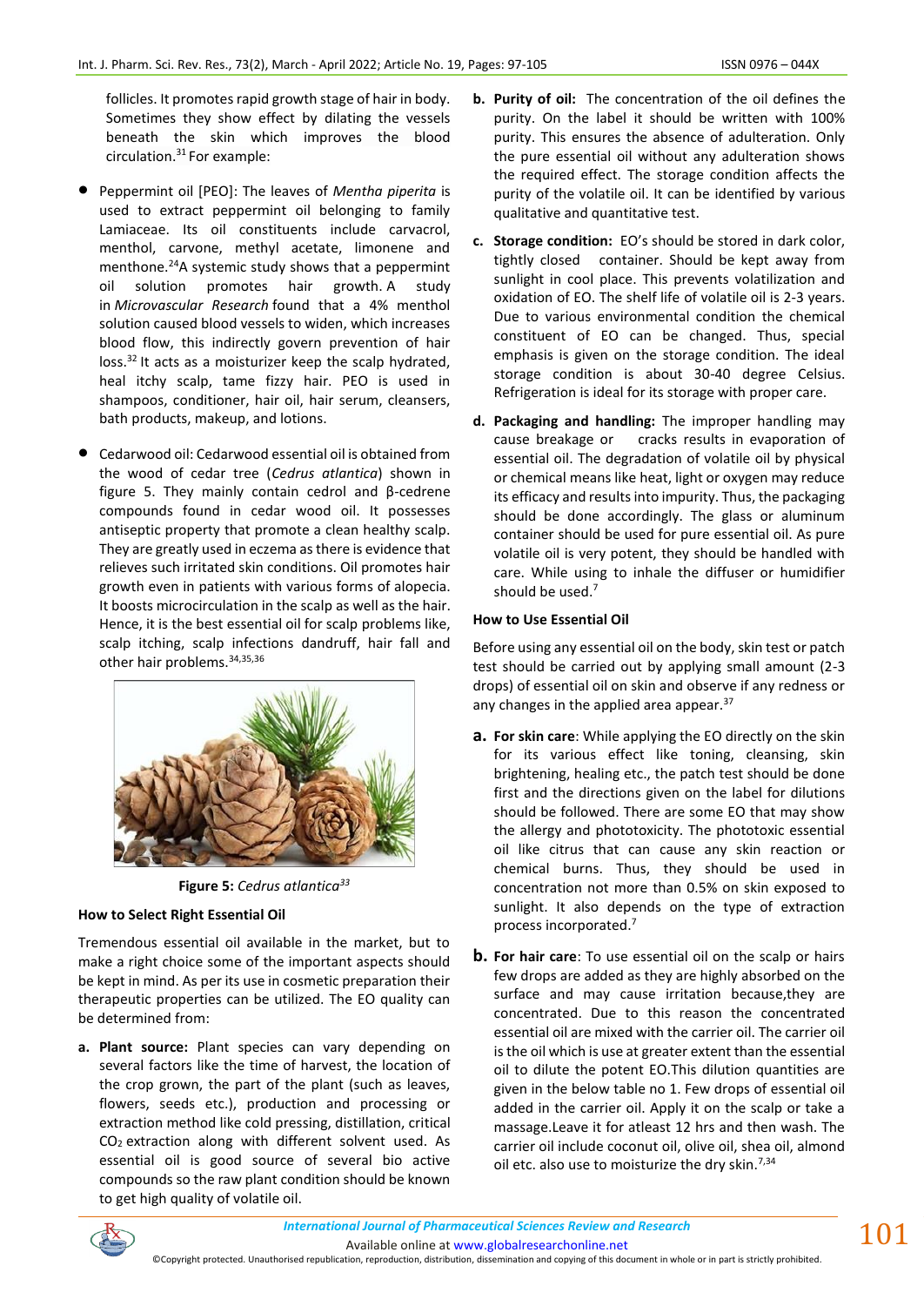follicles. It promotes rapid growth stage of hair in body. Sometimes they show effect by dilating the vessels beneath the skin which improves the blood circulation.[31] For example:

- Peppermint oil [PEO]: The leaves of *Mentha piperita* is used to extract peppermint oil belonging to family Lamiaceae. Its oil constituents include carvacrol, menthol, carvone, methyl acetate, limonene and menthone.[24]A systemic study shows that a peppermint oil solution promotes hair growth. A study in *Microvascular Research* found that a 4% menthol solution caused blood vessels to widen, which increases blood flow, this indirectly govern prevention of hair loss.[32] It acts as a moisturizer keep the scalp hydrated, heal itchy scalp, tame fizzy hair. PEO is used in shampoos, conditioner, hair oil, hair serum, cleansers, bath products, makeup, and lotions.

- Cedarwood oil: Cedarwood essential oil is obtained from the wood of cedar tree (*Cedrus atlantica*) shown in figure 5. They mainly contain cedrol and β-cedrene compounds found in cedar wood oil. It possesses antiseptic property that promote a clean healthy scalp. They are greatly used in eczema as there is evidence that relieves such irritated skin conditions. Oil promotes hair growth even in patients with various forms of alopecia. It boosts microcirculation in the scalp as well as the hair. Hence, it is the best essential oil for scalp problems like, scalp itching, scalp infections dandruff, hair fall and other hair problems.[34,35,36]

**Figure 5:** *Cedrus atlantica*[33]

**How to Select Right Essential Oil**

Tremendous essential oil available in the market, but to make a right choice some of the important aspects should be kept in mind. As per its use in cosmetic preparation their therapeutic properties can be utilized. The EO quality can be determined from:

a. **Plant source:** Plant species can vary depending on several factors like the time of harvest, the location of the crop grown, the part of the plant (such as leaves, flowers, seeds etc.), production and processing or extraction method like cold pressing, distillation, critical $CO_2$ extraction along with different solvent used. As essential oil is good source of several bio active compounds so the raw plant condition should be known to get high quality of volatile oil.

b. **Purity of oil:** The concentration of the oil defines the purity. On the label it should be written with 100% purity. This ensures the absence of adulteration. Only the pure essential oil without any adulteration shows the required effect. The storage condition affects the purity of the volatile oil. It can be identified by various qualitative and quantitative test.

c. **Storage condition:** EO's should be stored in dark color, tightly closed container. Should be kept away from sunlight in cool place. This prevents volatilization and oxidation of EO. The shelf life of volatile oil is 2-3 years. Due to various environmental condition the chemical constituent of EO can be changed. Thus, special emphasis is given on the storage condition. The ideal storage condition is about 30-40 degree Celsius. Refrigeration is ideal for its storage with proper care.

d. **Packaging and handling:** The improper handling may cause breakage or cracks results in evaporation of essential oil. The degradation of volatile oil by physical or chemical means like heat, light or oxygen may reduce its efficacy and results into impurity. Thus, the packaging should be done accordingly. The glass or aluminum container should be used for pure essential oil. As pure volatile oil is very potent, they should be handled with care. While using to inhale the diffuser or humidifier should be used.[7]

**How to Use Essential Oil**

Before using any essential oil on the body, skin test or patch test should be carried out by applying small amount (2-3 drops) of essential oil on skin and observe if any redness or any changes in the applied area appear.[37]

a. **For skin care**: While applying the EO directly on the skin for its various effect like toning, cleansing, skin brightening, healing etc., the patch test should be done first and the directions given on the label for dilutions should be followed. There are some EO that may show the allergy and phototoxicity. The phototoxic essential oil like citrus that can cause any skin reaction or chemical burns. Thus, they should be used in concentration not more than 0.5% on skin exposed to sunlight. It also depends on the type of extraction process incorporated.[7]

b. **For hair care**: To use essential oil on the scalp or hairs few drops are added as they are highly absorbed on the surface and may cause irritation because,they are concentrated. Due to this reason the concentrated essential oil are mixed with the carrier oil. The carrier oil is the oil which is use at greater extent than the essential oil to dilute the potent EO.This dilution quantities are given in the below table no 1. Few drops of essential oil added in the carrier oil. Apply it on the scalp or take a massage.Leave it for atleast 12 hrs and then wash. The carrier oil include coconut oil, olive oil, shea oil, almond oil etc. also use to moisturize the dry skin.[7,34]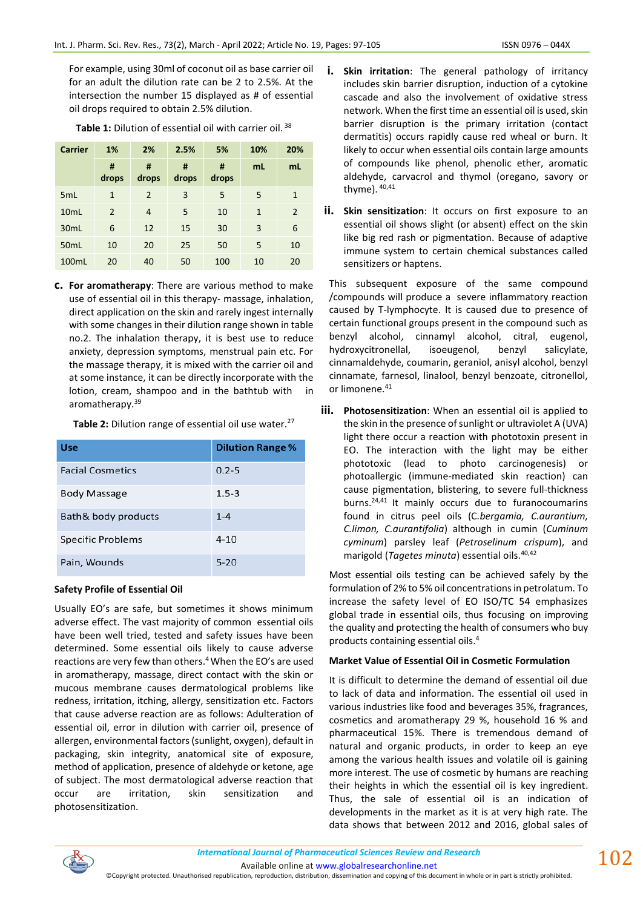For example, using 30ml of coconut oil as base carrier oil for an adult the dilution rate can be 2 to 2.5%. At the intersection the number 15 displayed as # of essential oil drops required to obtain 2.5% dilution.

**Table 1:** Dilution of essential oil with carrier oil.[38]

| Carrier | 1% | 2% | 2.5% | 5% | 10% | 20% |
|---|---|---|---|---|---|---|
| | # drops | # drops | # drops | # drops | mL | mL |
| 5mL | 1 | 2 | 3 | 5 | 5 | 1 |
| 10mL | 2 | 4 | 5 | 10 | 1 | 2 |
| 30mL | 6 | 12 | 15 | 30 | 3 | 6 |
| 50mL | 10 | 20 | 25 | 50 | 5 | 10 |
| 100mL | 20 | 40 | 50 | 100 | 10 | 20 |

**c. For aromatherapy**: There are various method to make use of essential oil in this therapy- massage, inhalation, direct application on the skin and rarely ingest internally with some changes in their dilution range shown in table no.2. The inhalation therapy, it is best use to reduce anxiety, depression symptoms, menstrual pain etc. For the massage therapy, it is mixed with the carrier oil and at some instance, it can be directly incorporate with the lotion, cream, shampoo and in the bathtub with in aromatherapy.[39]

**Table 2:** Dilution range of essential oil use water.[27]

| Use | Dilution Range % |
|---|---|
| Facial Cosmetics | 0.2-5 |
| Body Massage | 1.5-3 |
| Bath& body products | 1-4 |
| Specific Problems | 4-10 |
| Pain, Wounds | 5-20 |

### Safety Profile of Essential Oil

Usually EO's are safe, but sometimes it shows minimum adverse effect. The vast majority of common essential oils have been well tried, tested and safety issues have been determined. Some essential oils likely to cause adverse reactions are very few than others.[4] When the EO's are used in aromatherapy, massage, direct contact with the skin or mucous membrane causes dermatological problems like redness, irritation, itching, allergy, sensitization etc. Factors that cause adverse reaction are as follows: Adulteration of essential oil, error in dilution with carrier oil, presence of allergen, environmental factors (sunlight, oxygen), default in packaging, skin integrity, anatomical site of exposure, method of application, presence of aldehyde or ketone, age of subject. The most dermatological adverse reaction that occur are irritation, skin sensitization and photosensitization.

i. **Skin irritation**: The general pathology of irritancy includes skin barrier disruption, induction of a cytokine cascade and also the involvement of oxidative stress network. When the first time an essential oil is used, skin barrier disruption is the primary irritation (contact dermatitis) occurs rapidly cause red wheal or burn. It likely to occur when essential oils contain large amounts of compounds like phenol, phenolic ether, aromatic aldehyde, carvacrol and thymol (oregano, savory or thyme).[40,41]

ii. **Skin sensitization**: It occurs on first exposure to an essential oil shows slight (or absent) effect on the skin like big red rash or pigmentation. Because of adaptive immune system to certain chemical substances called sensitizers or haptens.

This subsequent exposure of the same compound /compounds will produce a severe inflammatory reaction caused by T-lymphocyte. It is caused due to presence of certain functional groups present in the compound such as benzyl alcohol, cinnamyl alcohol, citral, eugenol, hydroxycitronellal, isoeugenol, benzyl salicylate, cinnamaldehyde, coumarin, geraniol, anisyl alcohol, benzyl cinnamate, farnesol, linalool, benzyl benzoate, citronellol, or limonene.[41]

iii. **Photosensitization**: When an essential oil is applied to the skin in the presence of sunlight or ultraviolet A (UVA) light there occur a reaction with phototoxin present in EO. The interaction with the light may be either phototoxic (lead to photo carcinogenesis) or photoallergic (immune-mediated skin reaction) can cause pigmentation, blistering, to severe full-thickness burns.[24,41] It mainly occurs due to furanocoumarins found in citrus peel oils (*C.bergamia, C.aurantium, C.limon, C.aurantifolia*) although in cumin (*Cuminum cyminum*) parsley leaf (*Petroselinum crispum*), and marigold (*Tagetes minuta*) essential oils.[40,42]

Most essential oils testing can be achieved safely by the formulation of 2% to 5% oil concentrations in petrolatum. To increase the safety level of EO ISO/TC 54 emphasizes global trade in essential oils, thus focusing on improving the quality and protecting the health of consumers who buy products containing essential oils.[4]

### Market Value of Essential Oil in Cosmetic Formulation

It is difficult to determine the demand of essential oil due to lack of data and information. The essential oil used in various industries like food and beverages 35%, fragrances, cosmetics and aromatherapy 29 %, household 16 % and pharmaceutical 15%. There is tremendous demand of natural and organic products, in order to keep an eye among the various health issues and volatile oil is gaining more interest. The use of cosmetic by humans are reaching their heights in which the essential oil is key ingredient. Thus, the sale of essential oil is an indication of developments in the market as it is at very high rate. The data shows that between 2012 and 2016, global sales of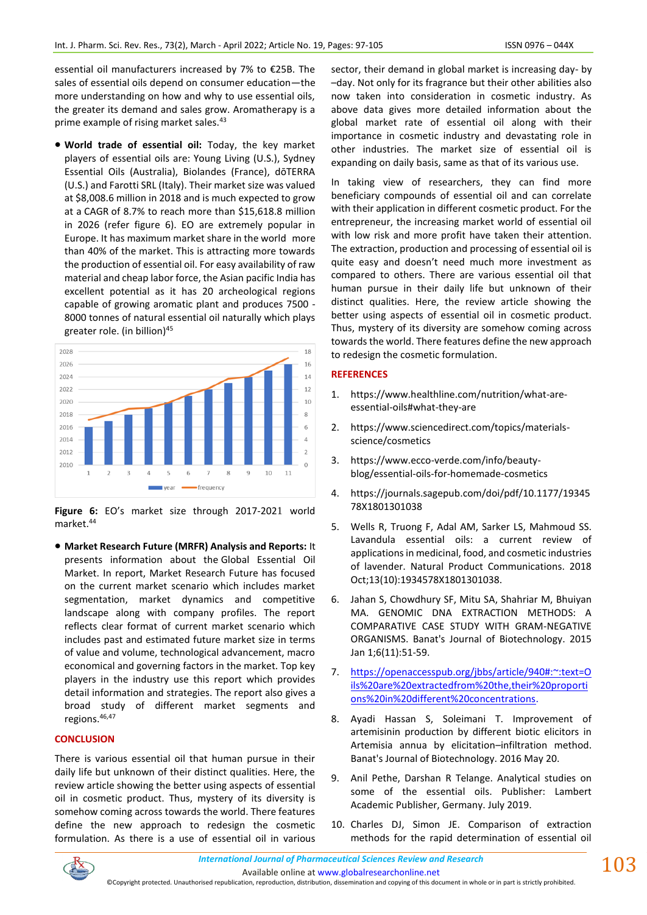essential oil manufacturers increased by 7% to €25B. The sales of essential oils depend on consumer education—the more understanding on how and why to use essential oils, the greater its demand and sales grow. Aromatherapy is a prime example of rising market sales.[43]

- **World trade of essential oil:** Today, the key market players of essential oils are: Young Living (U.S.), Sydney Essential Oils (Australia), Biolandes (France), dōTERRA (U.S.) and Farotti SRL (Italy). Their market size was valued at $8,008.6 million in 2018 and is much expected to grow at a CAGR of 8.7% to reach more than $15,618.8 million in 2026 (refer figure 6). EO are extremely popular in Europe. It has maximum market share in the world more than 40% of the market. This is attracting more towards the production of essential oil. For easy availability of raw material and cheap labor force, the Asian pacific India has excellent potential as it has 20 archeological regions capable of growing aromatic plant and produces 7500 - 8000 tonnes of natural essential oil naturally which plays greater role. (in billion)[45]

**Figure 6:** EO's market size through 2017-2021 world market.[44]

- **Market Research Future (MRFR) Analysis and Reports:** It presents information about the Global Essential Oil Market. In report, Market Research Future has focused on the current market scenario which includes market segmentation, market dynamics and competitive landscape along with company profiles. The report reflects clear format of current market scenario which includes past and estimated future market size in terms of value and volume, technological advancement, macro economical and governing factors in the market. Top key players in the industry use this report which provides detail information and strategies. The report also gives a broad study of different market segments and regions.[46,47]

## CONCLUSION

There is various essential oil that human pursue in their daily life but unknown of their distinct qualities. Here, the review article showing the better using aspects of essential oil in cosmetic product. Thus, mystery of its diversity is somehow coming across towards the world. There features define the new approach to redesign the cosmetic formulation. As there is a use of essential oil in various sector, their demand in global market is increasing day- by –day. Not only for its fragrance but their other abilities also now taken into consideration in cosmetic industry. As above data gives more detailed information about the global market rate of essential oil along with their importance in cosmetic industry and devastating role in other industries. The market size of essential oil is expanding on daily basis, same as that of its various use.

In taking view of researchers, they can find more beneficiary compounds of essential oil and can correlate with their application in different cosmetic product. For the entrepreneur, the increasing market world of essential oil with low risk and more profit have taken their attention. The extraction, production and processing of essential oil is quite easy and doesn't need much more investment as compared to others. There are various essential oil that human pursue in their daily life but unknown of their distinct qualities. Here, the review article showing the better using aspects of essential oil in cosmetic product. Thus, mystery of its diversity are somehow coming across towards the world. There features define the new approach to redesign the cosmetic formulation.

## REFERENCES

1. https://www.healthline.com/nutrition/what-are-essential-oils#what-they-are
2. https://www.sciencedirect.com/topics/materials-science/cosmetics
3. https://www.ecco-verde.com/info/beauty-blog/essential-oils-for-homemade-cosmetics
4. https://journals.sagepub.com/doi/pdf/10.1177/1934578X1801301038
5. Wells R, Truong F, Adal AM, Sarker LS, Mahmoud SS. Lavandula essential oils: a current review of applications in medicinal, food, and cosmetic industries of lavender. Natural Product Communications. 2018 Oct;13(10):1934578X1801301038.
6. Jahan S, Chowdhury SF, Mitu SA, Shahriar M, Bhuiyan MA. GENOMIC DNA EXTRACTION METHODS: A COMPARATIVE CASE STUDY WITH GRAM-NEGATIVE ORGANISMS. Banat's Journal of Biotechnology. 2015 Jan 1;6(11):51-59.
7. https://openaccesspub.org/jbbs/article/940#:~:text=Oils%20are%20extractedfrom%20the,their%20proportions%20in%20different%20concentrations.
8. Ayadi Hassan S, Soleimani T. Improvement of artemisinin production by different biotic elicitors in Artemisia annua by elicitation–infiltration method. Banat's Journal of Biotechnology. 2016 May 20.
9. Anil Pethe, Darshan R Telange. Analytical studies on some of the essential oils. Publisher: Lambert Academic Publisher, Germany. July 2019.
10. Charles DJ, Simon JE. Comparison of extraction methods for the rapid determination of essential oil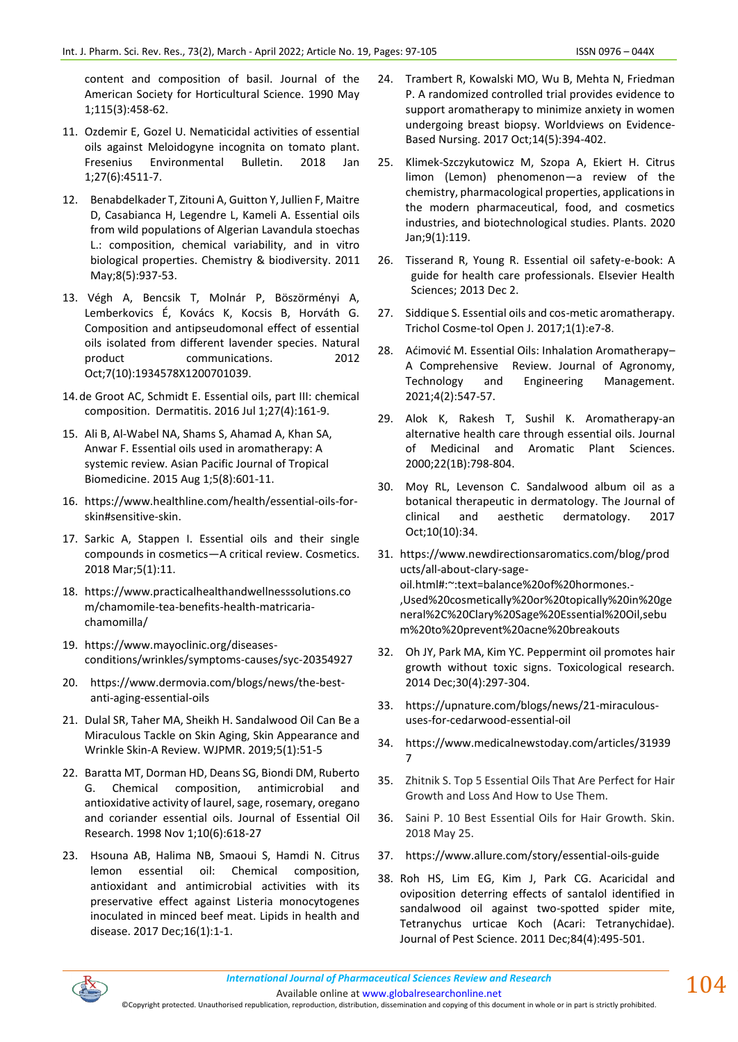content and composition of basil. Journal of the American Society for Horticultural Science. 1990 May 1;115(3):458-62.

11. Ozdemir E, Gozel U. Nematicidal activities of essential oils against Meloidogyne incognita on tomato plant. Fresenius Environmental Bulletin. 2018 Jan 1;27(6):4511-7.

12. Benabdelkader T, Zitouni A, Guitton Y, Jullien F, Maitre D, Casabianca H, Legendre L, Kameli A. Essential oils from wild populations of Algerian Lavandula stoechas L.: composition, chemical variability, and in vitro biological properties. Chemistry & biodiversity. 2011 May;8(5):937-53.

13. Végh A, Bencsik T, Molnár P, Böszörményi A, Lemberkovics É, Kovács K, Kocsis B, Horváth G. Composition and antipseudomonal effect of essential oils isolated from different lavender species. Natural product communications. 2012 Oct;7(10):1934578X1200701039.

14. de Groot AC, Schmidt E. Essential oils, part III: chemical composition. Dermatitis. 2016 Jul 1;27(4):161-9.

15. Ali B, Al-Wabel NA, Shams S, Ahamad A, Khan SA, Anwar F. Essential oils used in aromatherapy: A systemic review. Asian Pacific Journal of Tropical Biomedicine. 2015 Aug 1;5(8):601-11.

16. https://www.healthline.com/health/essential-oils-for-skin#sensitive-skin.

17. Sarkic A, Stappen I. Essential oils and their single compounds in cosmetics—A critical review. Cosmetics. 2018 Mar;5(1):11.

18. https://www.practicalhealthandwellnesssolutions.com/chamomile-tea-benefits-health-matricaria-chamomilla/

19. https://www.mayoclinic.org/diseases-conditions/wrinkles/symptoms-causes/syc-20354927

20. https://www.dermovia.com/blogs/news/the-best-anti-aging-essential-oils

21. Dulal SR, Taher MA, Sheikh H. Sandalwood Oil Can Be a Miraculous Tackle on Skin Aging, Skin Appearance and Wrinkle Skin-A Review. WJPMR. 2019;5(1):51-5

22. Baratta MT, Dorman HD, Deans SG, Biondi DM, Ruberto G. Chemical composition, antimicrobial and antioxidative activity of laurel, sage, rosemary, oregano and coriander essential oils. Journal of Essential Oil Research. 1998 Nov 1;10(6):618-27

23. Hsouna AB, Halima NB, Smaoui S, Hamdi N. Citrus lemon essential oil: Chemical composition, antioxidant and antimicrobial activities with its preservative effect against Listeria monocytogenes inoculated in minced beef meat. Lipids in health and disease. 2017 Dec;16(1):1-1.

24. Trambert R, Kowalski MO, Wu B, Mehta N, Friedman P. A randomized controlled trial provides evidence to support aromatherapy to minimize anxiety in women undergoing breast biopsy. Worldviews on Evidence-Based Nursing. 2017 Oct;14(5):394-402.

25. Klimek-Szczykutowicz M, Szopa A, Ekiert H. Citrus limon (Lemon) phenomenon—a review of the chemistry, pharmacological properties, applications in the modern pharmaceutical, food, and cosmetics industries, and biotechnological studies. Plants. 2020 Jan;9(1):119.

26. Tisserand R, Young R. Essential oil safety-e-book: A guide for health care professionals. Elsevier Health Sciences; 2013 Dec 2.

27. Siddique S. Essential oils and cos-metic aromatherapy. Trichol Cosme-tol Open J. 2017;1(1):e7-8.

28. Aćimović M. Essential Oils: Inhalation Aromatherapy–A Comprehensive Review. Journal of Agronomy, Technology and Engineering Management. 2021;4(2):547-57.

29. Alok K, Rakesh T, Sushil K. Aromatherapy-an alternative health care through essential oils. Journal of Medicinal and Aromatic Plant Sciences. 2000;22(1B):798-804.

30. Moy RL, Levenson C. Sandalwood album oil as a botanical therapeutic in dermatology. The Journal of clinical and aesthetic dermatology. 2017 Oct;10(10):34.

31. https://www.newdirectionsaromatics.com/blog/products/all-about-clary-sage-oil.html#:~:text=balance%20of%20hormones.-,Used%20cosmetically%20or%20topically%20in%20general%2C%20Clary%20Sage%20Essential%20Oil,sebum%20to%20prevent%20acne%20breakouts

32. Oh JY, Park MA, Kim YC. Peppermint oil promotes hair growth without toxic signs. Toxicological research. 2014 Dec;30(4):297-304.

33. https://upnature.com/blogs/news/21-miraculous-uses-for-cedarwood-essential-oil

34. https://www.medicalnewstoday.com/articles/319397

35. Zhitnik S. Top 5 Essential Oils That Are Perfect for Hair Growth and Loss And How to Use Them.

36. Saini P. 10 Best Essential Oils for Hair Growth. Skin. 2018 May 25.

37. https://www.allure.com/story/essential-oils-guide

38. Roh HS, Lim EG, Kim J, Park CG. Acaricidal and oviposition deterring effects of santalol identified in sandalwood oil against two-spotted spider mite, Tetranychus urticae Koch (Acari: Tetranychidae). Journal of Pest Science. 2011 Dec;84(4):495-501.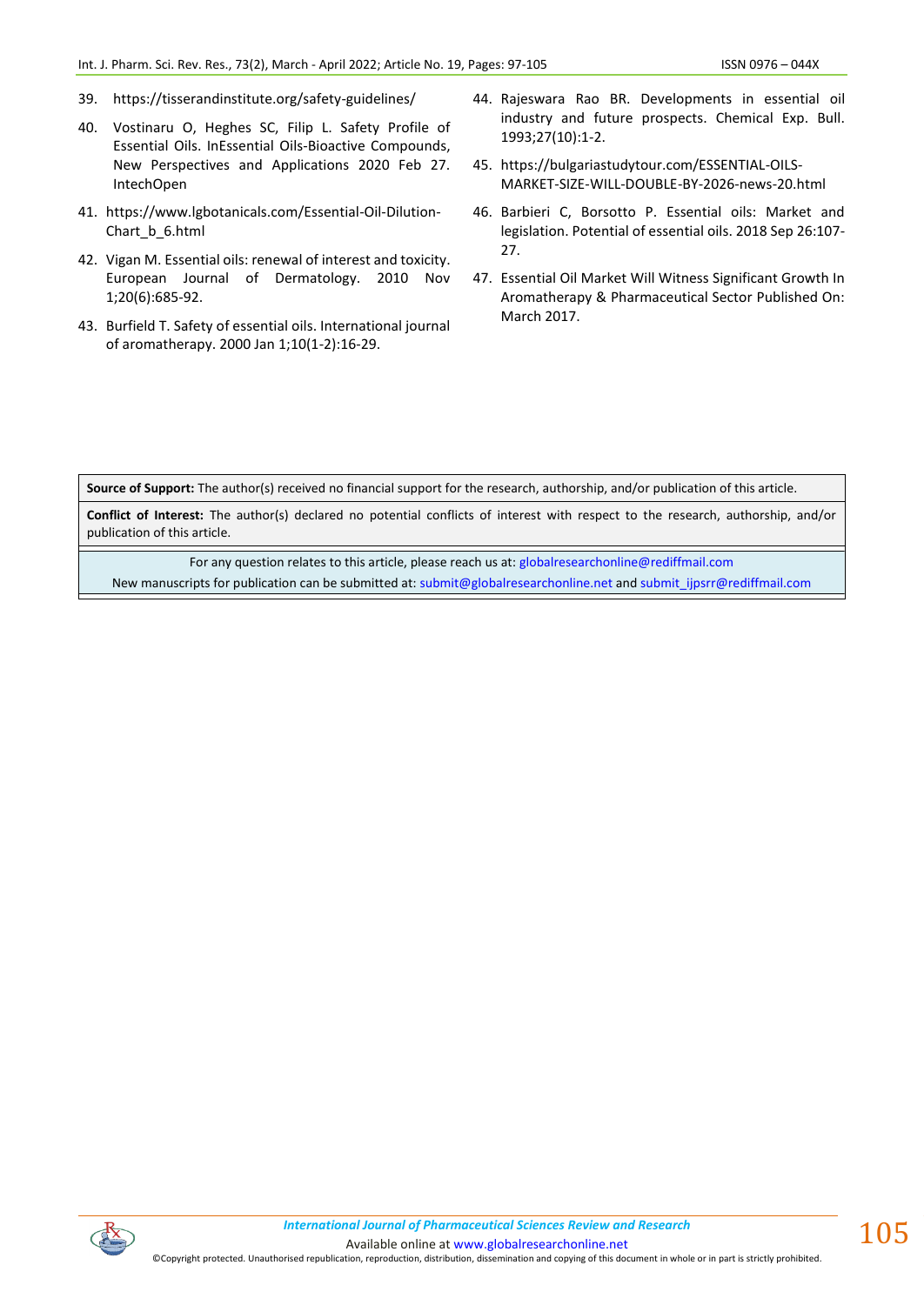39. https://tisserandinstitute.org/safety-guidelines/

40. Vostinaru O, Heghes SC, Filip L. Safety Profile of Essential Oils. InEssential Oils-Bioactive Compounds, New Perspectives and Applications 2020 Feb 27. IntechOpen

41. https://www.lgbotanicals.com/Essential-Oil-Dilution-Chart_b_6.html

42. Vigan M. Essential oils: renewal of interest and toxicity. European Journal of Dermatology. 2010 Nov 1;20(6):685-92.

43. Burfield T. Safety of essential oils. International journal of aromatherapy. 2000 Jan 1;10(1-2):16-29.

44. Rajeswara Rao BR. Developments in essential oil industry and future prospects. Chemical Exp. Bull. 1993;27(10):1-2.

45. https://bulgariastudytour.com/ESSENTIAL-OILS-MARKET-SIZE-WILL-DOUBLE-BY-2026-news-20.html

46. Barbieri C, Borsotto P. Essential oils: Market and legislation. Potential of essential oils. 2018 Sep 26:107-27.

47. Essential Oil Market Will Witness Significant Growth In Aromatherapy & Pharmaceutical Sector Published On: March 2017.

**Source of Support:** The author(s) received no financial support for the research, authorship, and/or publication of this article.

**Conflict of Interest:** The author(s) declared no potential conflicts of interest with respect to the research, authorship, and/or publication of this article.

For any question relates to this article, please reach us at: globalresearchonline@rediffmail.com

New manuscripts for publication can be submitted at: submit@globalresearchonline.net and submit_ijpsrr@rediffmail.com